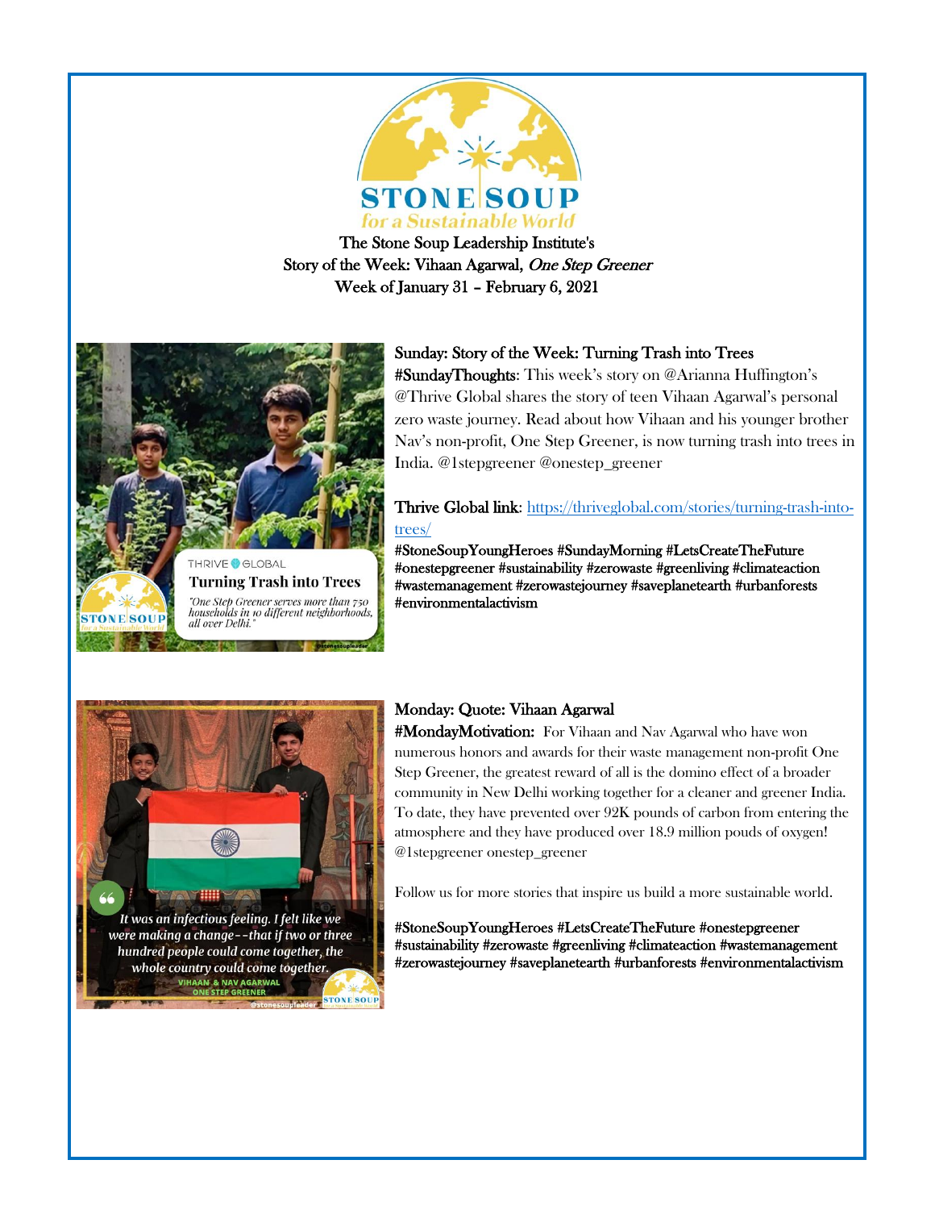The Stone Soup Leadership Institute's
Story of the Week: Vihaan Agarwal, *One Step Greener*
Week of January 31 – February 6, 2021

## Sunday: Story of the Week: Turning Trash into Trees

**#SundayThoughts**: This week's story on @Arianna Huffington's @Thrive Global shares the story of teen Vihaan Agarwal's personal zero waste journey. Read about how Vihaan and his younger brother Nav's non-profit, One Step Greener, is now turning trash into trees in India. @1stepgreener @onestep_greener

**Thrive Global link**: https://thriveglobal.com/stories/turning-trash-into-trees/

**#StoneSoupYoungHeroes #SundayMorning #LetsCreateTheFuture #onestepgreener #sustainability #zerowaste #greenliving #climateaction #wastemanagement #zerowastejourney #saveplanetearth #urbanforests #environmentalactivism**

## Monday: Quote: Vihaan Agarwal

**#MondayMotivation:** For Vihaan and Nav Agarwal who have won numerous honors and awards for their waste management non-profit One Step Greener, the greatest reward of all is the domino effect of a broader community in New Delhi working together for a cleaner and greener India. To date, they have prevented over 92K pounds of carbon from entering the atmosphere and they have produced over 18.9 million pouds of oxygen! @1stepgreener onestep_greener

Follow us for more stories that inspire us build a more sustainable world.

**#StoneSoupYoungHeroes #LetsCreateTheFuture #onestepgreener #sustainability #zerowaste #greenliving #climateaction #wastemanagement #zerowastejourney #saveplanetearth #urbanforests #environmentalactivism**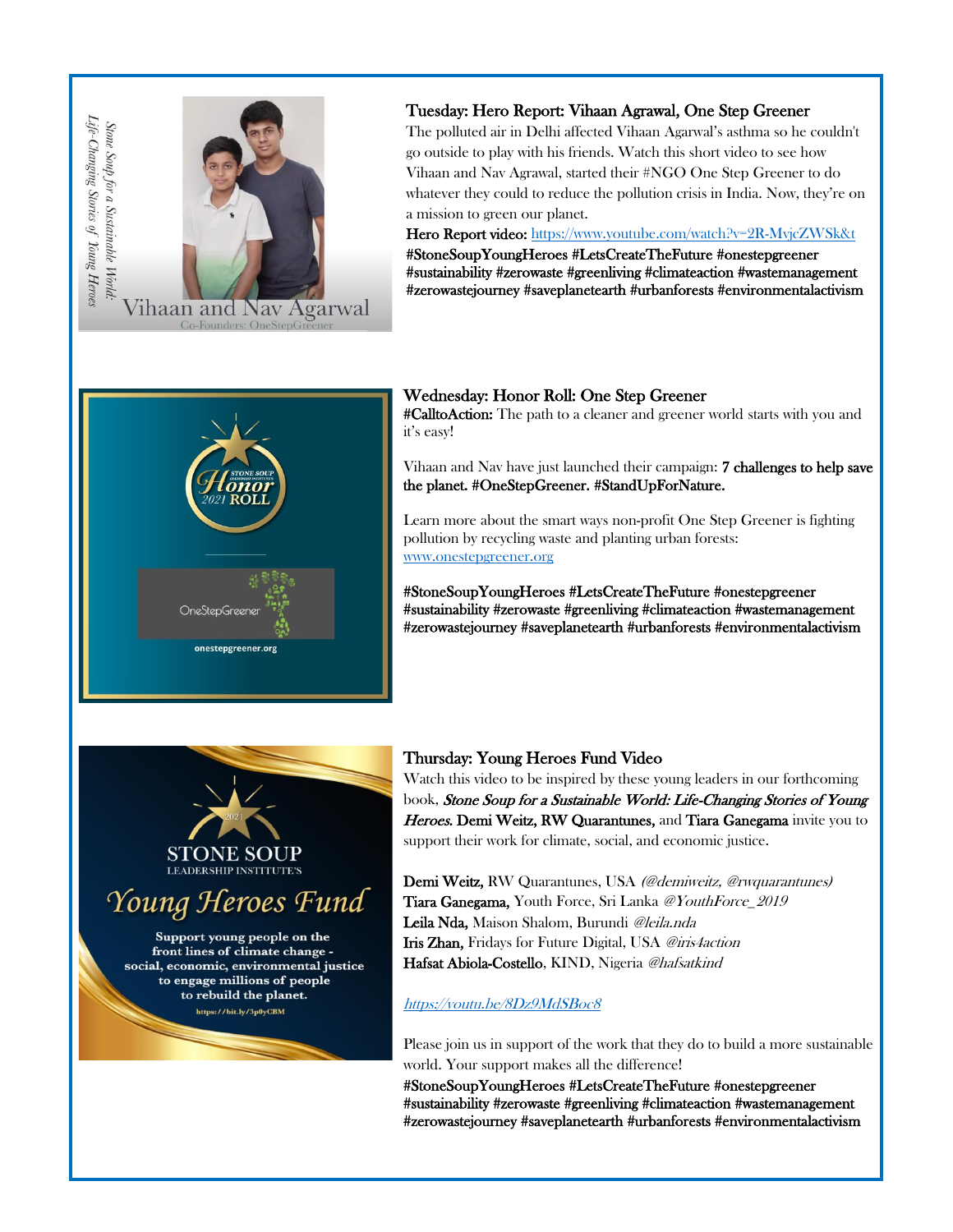### Tuesday: Hero Report: Vihaan Agrawal, One Step Greener

The polluted air in Delhi affected Vihaan Agarwal's asthma so he couldn't go outside to play with his friends. Watch this short video to see how Vihaan and Nav Agrawal, started their #NGO One Step Greener to do whatever they could to reduce the pollution crisis in India. Now, they're on a mission to green our planet.

**Hero Report video:** https://www.youtube.com/watch?v=2R-MyjcZWSk&t

#StoneSoupYoungHeroes #LetsCreateTheFuture #onestepgreener #sustainability #zerowaste #greenliving #climateaction #wastemanagement #zerowastejourney #saveplanetearth #urbanforests #environmentalactivism

### Wednesday: Honor Roll: One Step Greener

**#CalltoAction:** The path to a cleaner and greener world starts with you and it's easy!

Vihaan and Nav have just launched their campaign: **7 challenges to help save the planet. #OneStepGreener. #StandUpForNature.**

Learn more about the smart ways non-profit One Step Greener is fighting pollution by recycling waste and planting urban forests: www.onestepgreener.org

#StoneSoupYoungHeroes #LetsCreateTheFuture #onestepgreener #sustainability #zerowaste #greenliving #climateaction #wastemanagement #zerowastejourney #saveplanetearth #urbanforests #environmentalactivism

### Thursday: Young Heroes Fund Video

Watch this video to be inspired by these young leaders in our forthcoming book, ***Stone Soup for a Sustainable World: Life-Changing Stories of Young Heroes.*** **Demi Weitz, RW Quarantunes,** and **Tiara Ganegama** invite you to support their work for climate, social, and economic justice.

**Demi Weitz,** RW Quarantunes, USA *(@demiweitz, @rwquarantunes)*
**Tiara Ganegama,** Youth Force, Sri Lanka *@YouthForce_2019*
**Leila Nda,** Maison Shalom, Burundi *@leila.nda*
**Iris Zhan,** Fridays for Future Digital, USA *@iris4action*
**Hafsat Abiola-Costello**, KIND, Nigeria *@hafsatkind*

*https://youtu.be/8Dz9MdSBoc8*

Please join us in support of the work that they do to build a more sustainable world. Your support makes all the difference!

#StoneSoupYoungHeroes #LetsCreateTheFuture #onestepgreener #sustainability #zerowaste #greenliving #climateaction #wastemanagement #zerowastejourney #saveplanetearth #urbanforests #environmentalactivism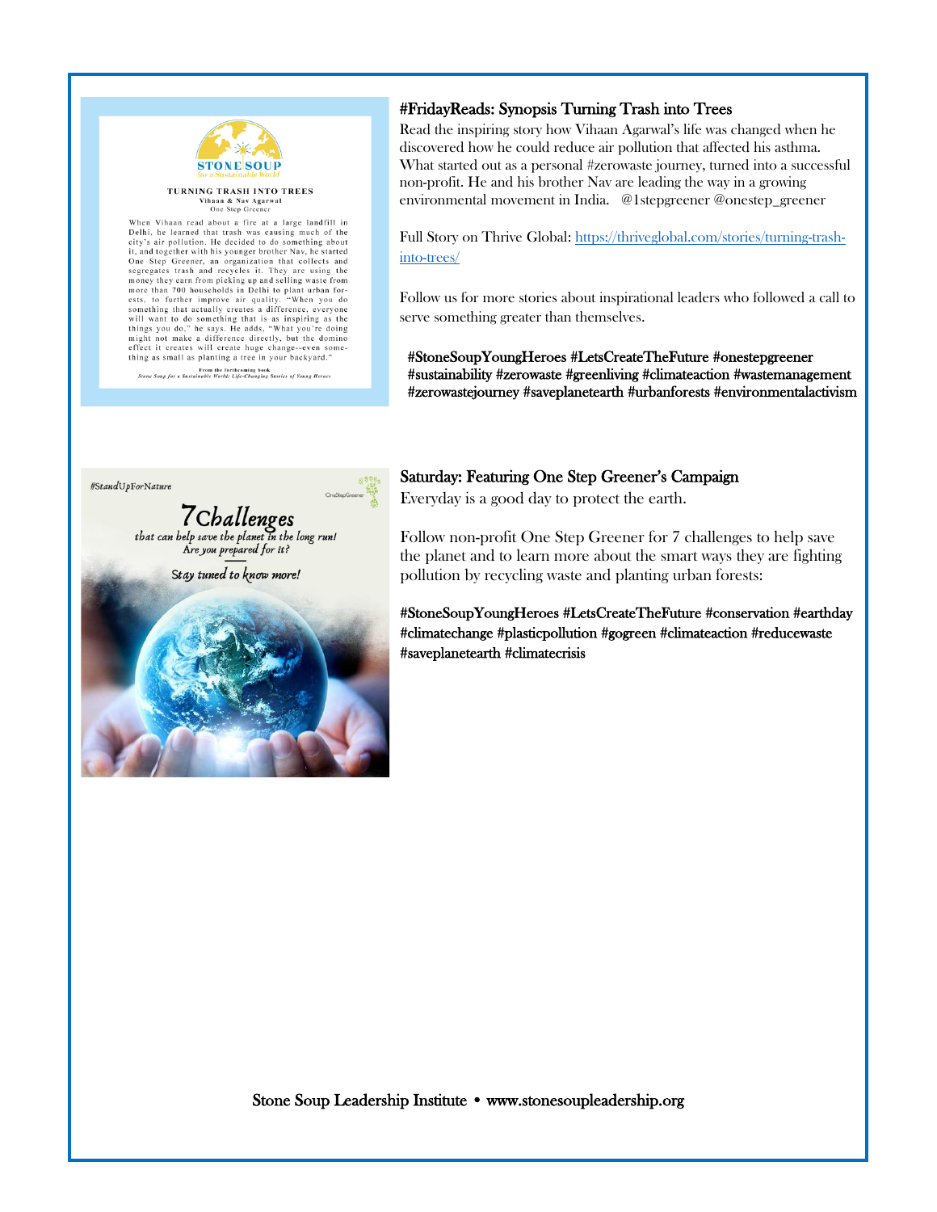STONE SOUP
for a Sustainable World

TURNING TRASH INTO TREES
Vihaan & Nav Agarwal
One Step Greener

When Vihaan read about a fire at a large landfill in Delhi, he learned that trash was causing much of the city's air pollution. He decided to do something about it, and together with his younger brother Nav, he started One Step Greener, an organization that collects and segregates trash and recycles it. They are using the money they earn from picking up and selling waste from more than 700 households in Delhi to plant urban forests, to further improve air quality. "When you do something that actually creates a difference, everyone will want to do something that is as inspiring as the things you do." he says. He adds, "What you're doing might not make a difference directly, but the domino effect it creates will create huge change--even something as small as planting a tree in your backyard."

From the forthcoming book
*Stone Soup for a Sustainable World: Life-Changing Stories of Young Heroes*

## #FridayReads: Synopsis Turning Trash into Trees

Read the inspiring story how Vihaan Agarwal's life was changed when he discovered how he could reduce air pollution that affected his asthma. What started out as a personal #zerowaste journey, turned into a successful non-profit. He and his brother Nav are leading the way in a growing environmental movement in India. @1stepgreener @onestep_greener

Full Story on Thrive Global: [https://thriveglobal.com/stories/turning-trash-into-trees/](https://thriveglobal.com/stories/turning-trash-into-trees/)

Follow us for more stories about inspirational leaders who followed a call to serve something greater than themselves.

#StoneSoupYoungHeroes #LetsCreateTheFuture #onestepgreener #sustainability #zerowaste #greenliving #climateaction #wastemanagement #zerowastejourney #saveplanetearth #urbanforests #environmentalactivism

#StandUpForNature

OneStepGreener

7 Challenges
that can help save the planet in the long run!
Are you prepared for it?

Stay tuned to know more!

## Saturday: Featuring One Step Greener's Campaign

Everyday is a good day to protect the earth.

Follow non-profit One Step Greener for 7 challenges to help save the planet and to learn more about the smart ways they are fighting pollution by recycling waste and planting urban forests:

#StoneSoupYoungHeroes #LetsCreateTheFuture #conservation #earthday #climatechange #plasticpollution #gogreen #climateaction #reducewaste #saveplanetearth #climatecrisis

Stone Soup Leadership Institute • www.stonesoupleadership.org